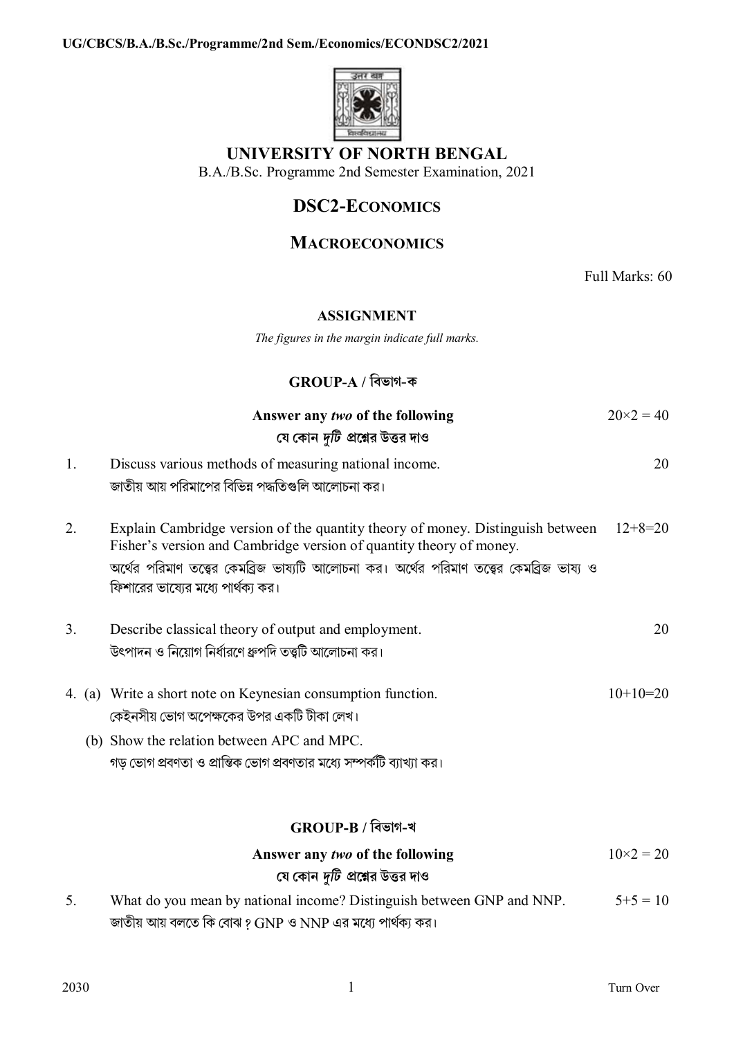# UNIVERSITY OF NORTH BENGAL

B.A./B.Sc. Programme 2nd Semester Examination, 2021

## DSC2-ECONOMICS

## MACROECONOMICS

Full Marks: 60

### ASSIGNMENT

*The figures in the margin indicate full marks.*

### GROUP-A / বিভাগ-ক

**Answer any *two* of the following** $20\times2 = 40$

**যে কোন *দুটি* প্রশ্নের উত্তর দাও**

1. Discuss various methods of measuring national income. 20

   জাতীয় আয় পরিমাপের বিভিন্ন পদ্ধতিগুলি আলোচনা কর।

2. Explain Cambridge version of the quantity theory of money. Distinguish between Fisher's version and Cambridge version of quantity theory of money. 12+8=20

   অর্থের পরিমাণ তত্ত্বের কেমব্রিজ ভাষ্যটি আলোচনা কর। অর্থের পরিমাণ তত্ত্বের কেমব্রিজ ভাষ্য ও ফিশারের ভাষ্যের মধ্যে পার্থক্য কর।

3. Describe classical theory of output and employment. 20

   উৎপাদন ও নিয়োগ নির্ধারণে ধ্রুপদি তত্ত্বটি আলোচনা কর।

4. (a) Write a short note on Keynesian consumption function. 10+10=20

   কেইনসীয় ভোগ অপেক্ষকের উপর একটি টীকা লেখ।

   (b) Show the relation between APC and MPC.

   গড় ভোগ প্রবণতা ও প্রান্তিক ভোগ প্রবণতার মধ্যে সম্পর্কটি ব্যাখ্যা কর।

### GROUP-B / বিভাগ-খ

**Answer any *two* of the following** $10\times2 = 20$

**যে কোন *দুটি* প্রশ্নের উত্তর দাও**

5. What do you mean by national income? Distinguish between GNP and NNP. 5+5 = 10

   জাতীয় আয় বলতে কি বোঝ ? GNP ও NNP এর মধ্যে পার্থক্য কর।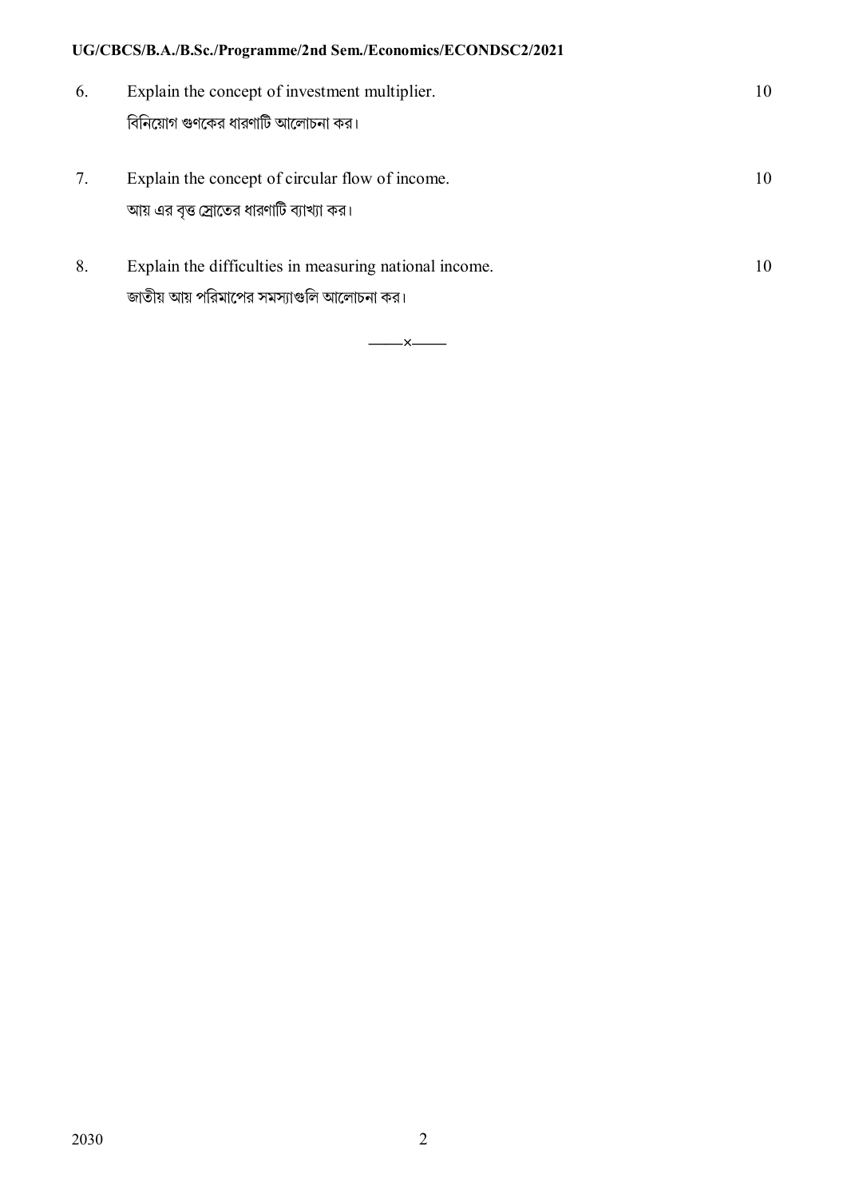6. Explain the concept of investment multiplier. 10

   বিনিয়োগ গুণকের ধারণাটি আলোচনা কর।

7. Explain the concept of circular flow of income. 10

   আয় এর বৃত্ত স্রোতের ধারণাটি ব্যাখ্যা কর।

8. Explain the difficulties in measuring national income. 10

   জাতীয় আয় পরিমাপের সমস্যাগুলি আলোচনা কর।

——×——